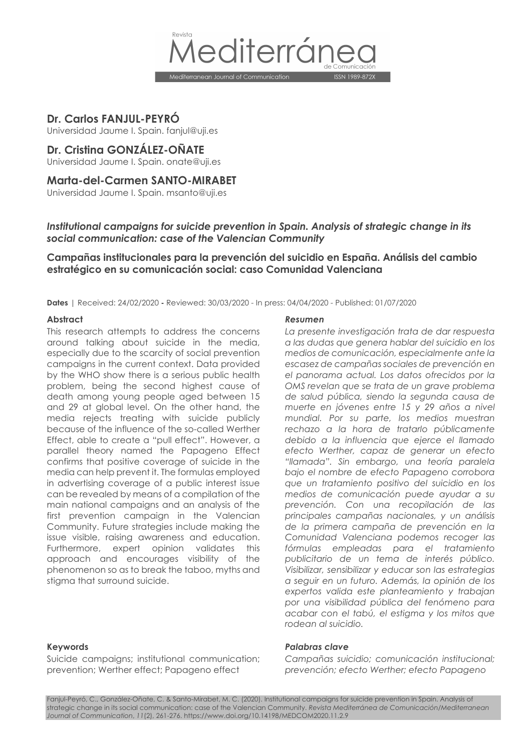Revista **Mediterránea** de Comunicación

Mediterranean Journal of Communication ISSN 1989-872X

**Dr. Carlos FANJUL-PEYRÓ**
Universidad Jaume I. Spain. fanjul@uji.es

**Dr. Cristina GONZÁLEZ-OÑATE**
Universidad Jaume I. Spain. onate@uji.es

**Marta-del-Carmen SANTO-MIRABET**
Universidad Jaume I. Spain. msanto@uji.es

# *Institutional campaigns for suicide prevention in Spain. Analysis of strategic change in its social communication: case of the Valencian Community*

## Campañas institucionales para la prevención del suicidio en España. Análisis del cambio estratégico en su comunicación social: caso Comunidad Valenciana

**Dates** | Received: 24/02/2020 **-** Reviewed: 30/03/2020 - In press: 04/04/2020 - Published: 01/07/2020

### Abstract

This research attempts to address the concerns around talking about suicide in the media, especially due to the scarcity of social prevention campaigns in the current context. Data provided by the WHO show there is a serious public health problem, being the second highest cause of death among young people aged between 15 and 29 at global level. On the other hand, the media rejects treating with suicide publicly because of the influence of the so-called Werther Effect, able to create a "pull effect". However, a parallel theory named the Papageno Effect confirms that positive coverage of suicide in the media can help prevent it. The formulas employed in advertising coverage of a public interest issue can be revealed by means of a compilation of the main national campaigns and an analysis of the first prevention campaign in the Valencian Community. Future strategies include making the issue visible, raising awareness and education. Furthermore, expert opinion validates this approach and encourages visibility of the phenomenon so as to break the taboo, myths and stigma that surround suicide.

### Keywords

Suicide campaigns; institutional communication; prevention; Werther effect; Papageno effect

### *Resumen*

*La presente investigación trata de dar respuesta a las dudas que genera hablar del suicidio en los medios de comunicación, especialmente ante la escasez de campañas sociales de prevención en el panorama actual. Los datos ofrecidos por la OMS revelan que se trata de un grave problema de salud pública, siendo la segunda causa de muerte en jóvenes entre 15 y 29 años a nivel mundial. Por su parte, los medios muestran rechazo a la hora de tratarlo públicamente debido a la influencia que ejerce el llamado efecto Werther, capaz de generar un efecto "llamada". Sin embargo, una teoría paralela bajo el nombre de efecto Papageno corrobora que un tratamiento positivo del suicidio en los medios de comunicación puede ayudar a su prevención. Con una recopilación de las principales campañas nacionales, y un análisis de la primera campaña de prevención en la Comunidad Valenciana podemos recoger las fórmulas empleadas para el tratamiento publicitario de un tema de interés público. Visibilizar, sensibilizar y educar son las estrategias a seguir en un futuro. Además, la opinión de los expertos valida este planteamiento y trabajan por una visibilidad pública del fenómeno para acabar con el tabú, el estigma y los mitos que rodean al suicidio.*

### *Palabras clave*

*Campañas suicidio; comunicación institucional; prevención; efecto Werther; efecto Papageno*

Fanjul-Peyró, C., González-Oñate, C. & Santo-Mirabet, M. C. (2020). Institutional campaigns for suicide prevention in Spain. Analysis of strategic change in its social communication: case of the Valencian Community. *Revista Mediterránea de Comunicación/Mediterranean Journal of Communication*, *11*(2), 261-276. https://www.doi.org/10.14198/MEDCOM2020.11.2.9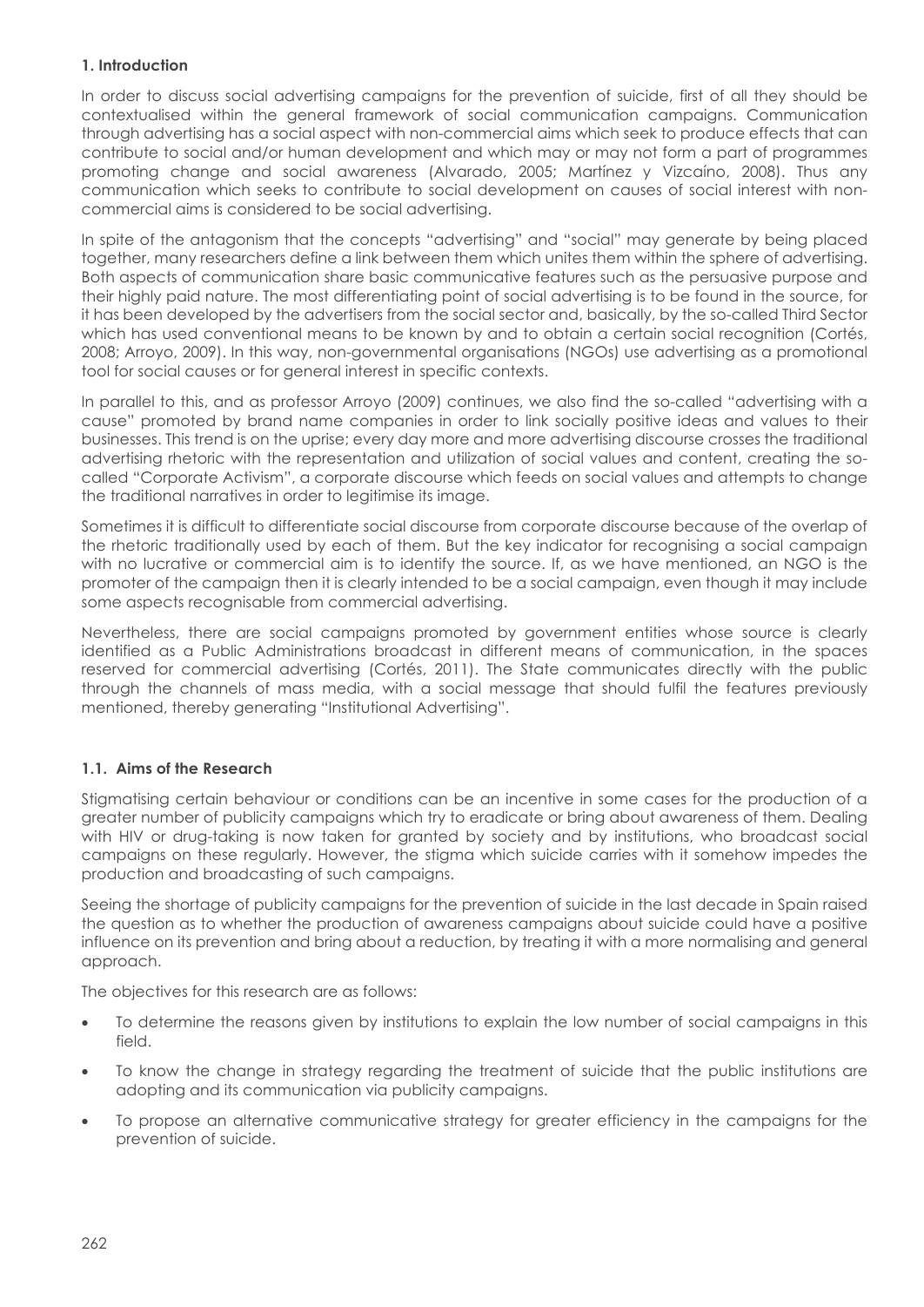## 1. Introduction

In order to discuss social advertising campaigns for the prevention of suicide, first of all they should be contextualised within the general framework of social communication campaigns. Communication through advertising has a social aspect with non-commercial aims which seek to produce effects that can contribute to social and/or human development and which may or may not form a part of programmes promoting change and social awareness (Alvarado, 2005; Martínez y Vizcaíno, 2008). Thus any communication which seeks to contribute to social development on causes of social interest with non-commercial aims is considered to be social advertising.

In spite of the antagonism that the concepts "advertising" and "social" may generate by being placed together, many researchers define a link between them which unites them within the sphere of advertising. Both aspects of communication share basic communicative features such as the persuasive purpose and their highly paid nature. The most differentiating point of social advertising is to be found in the source, for it has been developed by the advertisers from the social sector and, basically, by the so-called Third Sector which has used conventional means to be known by and to obtain a certain social recognition (Cortés, 2008; Arroyo, 2009). In this way, non-governmental organisations (NGOs) use advertising as a promotional tool for social causes or for general interest in specific contexts.

In parallel to this, and as professor Arroyo (2009) continues, we also find the so-called "advertising with a cause" promoted by brand name companies in order to link socially positive ideas and values to their businesses. This trend is on the uprise; every day more and more advertising discourse crosses the traditional advertising rhetoric with the representation and utilization of social values and content, creating the so-called "Corporate Activism", a corporate discourse which feeds on social values and attempts to change the traditional narratives in order to legitimise its image.

Sometimes it is difficult to differentiate social discourse from corporate discourse because of the overlap of the rhetoric traditionally used by each of them. But the key indicator for recognising a social campaign with no lucrative or commercial aim is to identify the source. If, as we have mentioned, an NGO is the promoter of the campaign then it is clearly intended to be a social campaign, even though it may include some aspects recognisable from commercial advertising.

Nevertheless, there are social campaigns promoted by government entities whose source is clearly identified as a Public Administrations broadcast in different means of communication, in the spaces reserved for commercial advertising (Cortés, 2011). The State communicates directly with the public through the channels of mass media, with a social message that should fulfil the features previously mentioned, thereby generating "Institutional Advertising".

### 1.1. Aims of the Research

Stigmatising certain behaviour or conditions can be an incentive in some cases for the production of a greater number of publicity campaigns which try to eradicate or bring about awareness of them. Dealing with HIV or drug-taking is now taken for granted by society and by institutions, who broadcast social campaigns on these regularly. However, the stigma which suicide carries with it somehow impedes the production and broadcasting of such campaigns.

Seeing the shortage of publicity campaigns for the prevention of suicide in the last decade in Spain raised the question as to whether the production of awareness campaigns about suicide could have a positive influence on its prevention and bring about a reduction, by treating it with a more normalising and general approach.

The objectives for this research are as follows:

- To determine the reasons given by institutions to explain the low number of social campaigns in this field.
- To know the change in strategy regarding the treatment of suicide that the public institutions are adopting and its communication via publicity campaigns.
- To propose an alternative communicative strategy for greater efficiency in the campaigns for the prevention of suicide.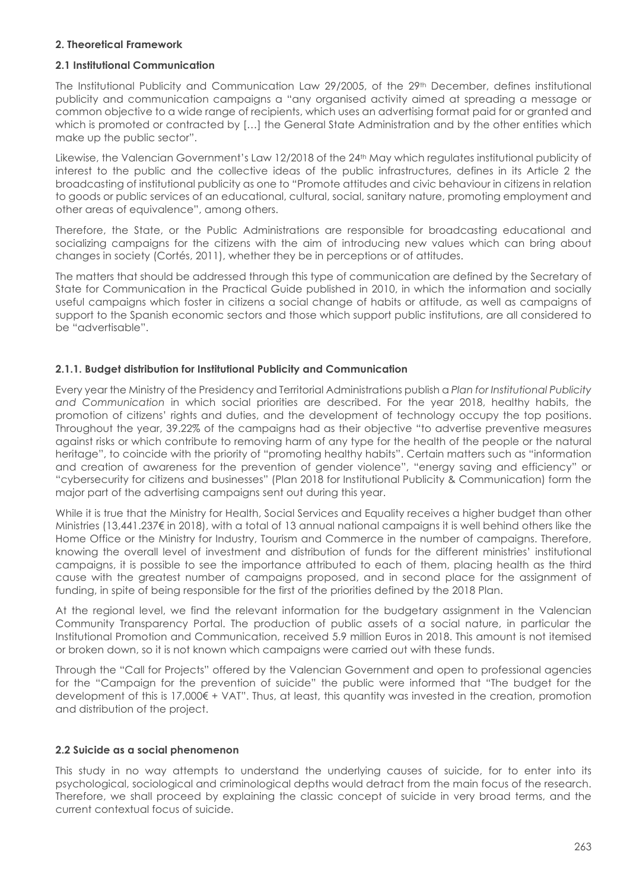## 2. Theoretical Framework

### 2.1 Institutional Communication

The Institutional Publicity and Communication Law 29/2005, of the 29th December, defines institutional publicity and communication campaigns a "any organised activity aimed at spreading a message or common objective to a wide range of recipients, which uses an advertising format paid for or granted and which is promoted or contracted by […] the General State Administration and by the other entities which make up the public sector".

Likewise, the Valencian Government's Law 12/2018 of the 24th May which regulates institutional publicity of interest to the public and the collective ideas of the public infrastructures, defines in its Article 2 the broadcasting of institutional publicity as one to "Promote attitudes and civic behaviour in citizens in relation to goods or public services of an educational, cultural, social, sanitary nature, promoting employment and other areas of equivalence", among others.

Therefore, the State, or the Public Administrations are responsible for broadcasting educational and socializing campaigns for the citizens with the aim of introducing new values which can bring about changes in society (Cortés, 2011), whether they be in perceptions or of attitudes.

The matters that should be addressed through this type of communication are defined by the Secretary of State for Communication in the Practical Guide published in 2010, in which the information and socially useful campaigns which foster in citizens a social change of habits or attitude, as well as campaigns of support to the Spanish economic sectors and those which support public institutions, are all considered to be "advertisable".

#### 2.1.1. Budget distribution for Institutional Publicity and Communication

Every year the Ministry of the Presidency and Territorial Administrations publish a *Plan for Institutional Publicity and Communication* in which social priorities are described. For the year 2018, healthy habits, the promotion of citizens' rights and duties, and the development of technology occupy the top positions. Throughout the year, 39.22% of the campaigns had as their objective "to advertise preventive measures against risks or which contribute to removing harm of any type for the health of the people or the natural heritage", to coincide with the priority of "promoting healthy habits". Certain matters such as "information and creation of awareness for the prevention of gender violence", "energy saving and efficiency" or "cybersecurity for citizens and businesses" (Plan 2018 for Institutional Publicity & Communication) form the major part of the advertising campaigns sent out during this year.

While it is true that the Ministry for Health, Social Services and Equality receives a higher budget than other Ministries (13,441.237€ in 2018), with a total of 13 annual national campaigns it is well behind others like the Home Office or the Ministry for Industry, Tourism and Commerce in the number of campaigns. Therefore, knowing the overall level of investment and distribution of funds for the different ministries' institutional campaigns, it is possible to see the importance attributed to each of them, placing health as the third cause with the greatest number of campaigns proposed, and in second place for the assignment of funding, in spite of being responsible for the first of the priorities defined by the 2018 Plan.

At the regional level, we find the relevant information for the budgetary assignment in the Valencian Community Transparency Portal. The production of public assets of a social nature, in particular the Institutional Promotion and Communication, received 5.9 million Euros in 2018. This amount is not itemised or broken down, so it is not known which campaigns were carried out with these funds.

Through the "Call for Projects" offered by the Valencian Government and open to professional agencies for the "Campaign for the prevention of suicide" the public were informed that "The budget for the development of this is 17,000€ + VAT". Thus, at least, this quantity was invested in the creation, promotion and distribution of the project.

### 2.2 Suicide as a social phenomenon

This study in no way attempts to understand the underlying causes of suicide, for to enter into its psychological, sociological and criminological depths would detract from the main focus of the research. Therefore, we shall proceed by explaining the classic concept of suicide in very broad terms, and the current contextual focus of suicide.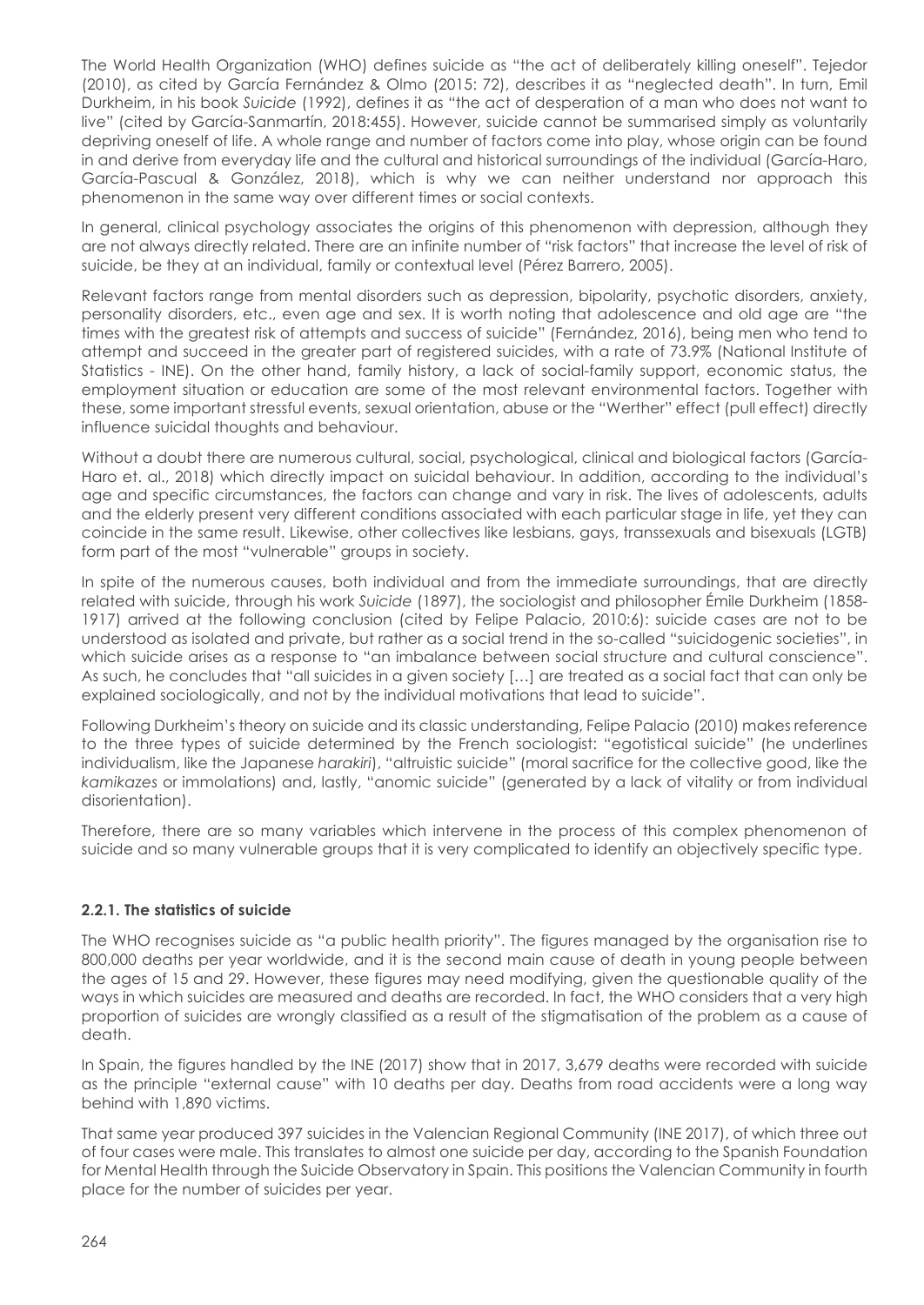The World Health Organization (WHO) defines suicide as "the act of deliberately killing oneself". Tejedor (2010), as cited by García Fernández & Olmo (2015: 72), describes it as "neglected death". In turn, Emil Durkheim, in his book *Suicide* (1992), defines it as "the act of desperation of a man who does not want to live" (cited by García-Sanmartín, 2018:455). However, suicide cannot be summarised simply as voluntarily depriving oneself of life. A whole range and number of factors come into play, whose origin can be found in and derive from everyday life and the cultural and historical surroundings of the individual (García-Haro, García-Pascual & González, 2018), which is why we can neither understand nor approach this phenomenon in the same way over different times or social contexts.

In general, clinical psychology associates the origins of this phenomenon with depression, although they are not always directly related. There are an infinite number of "risk factors" that increase the level of risk of suicide, be they at an individual, family or contextual level (Pérez Barrero, 2005).

Relevant factors range from mental disorders such as depression, bipolarity, psychotic disorders, anxiety, personality disorders, etc., even age and sex. It is worth noting that adolescence and old age are "the times with the greatest risk of attempts and success of suicide" (Fernández, 2016), being men who tend to attempt and succeed in the greater part of registered suicides, with a rate of 73.9% (National Institute of Statistics - INE). On the other hand, family history, a lack of social-family support, economic status, the employment situation or education are some of the most relevant environmental factors. Together with these, some important stressful events, sexual orientation, abuse or the "Werther" effect (pull effect) directly influence suicidal thoughts and behaviour.

Without a doubt there are numerous cultural, social, psychological, clinical and biological factors (García-Haro et. al., 2018) which directly impact on suicidal behaviour. In addition, according to the individual's age and specific circumstances, the factors can change and vary in risk. The lives of adolescents, adults and the elderly present very different conditions associated with each particular stage in life, yet they can coincide in the same result. Likewise, other collectives like lesbians, gays, transsexuals and bisexuals (LGTB) form part of the most "vulnerable" groups in society.

In spite of the numerous causes, both individual and from the immediate surroundings, that are directly related with suicide, through his work *Suicide* (1897), the sociologist and philosopher Émile Durkheim (1858-1917) arrived at the following conclusion (cited by Felipe Palacio, 2010:6): suicide cases are not to be understood as isolated and private, but rather as a social trend in the so-called "suicidogenic societies", in which suicide arises as a response to "an imbalance between social structure and cultural conscience". As such, he concludes that "all suicides in a given society [...] are treated as a social fact that can only be explained sociologically, and not by the individual motivations that lead to suicide".

Following Durkheim's theory on suicide and its classic understanding, Felipe Palacio (2010) makes reference to the three types of suicide determined by the French sociologist: "egotistical suicide" (he underlines individualism, like the Japanese *harakiri*), "altruistic suicide" (moral sacrifice for the collective good, like the *kamikazes* or immolations) and, lastly, "anomic suicide" (generated by a lack of vitality or from individual disorientation).

Therefore, there are so many variables which intervene in the process of this complex phenomenon of suicide and so many vulnerable groups that it is very complicated to identify an objectively specific type.

### 2.2.1. The statistics of suicide

The WHO recognises suicide as "a public health priority". The figures managed by the organisation rise to 800,000 deaths per year worldwide, and it is the second main cause of death in young people between the ages of 15 and 29. However, these figures may need modifying, given the questionable quality of the ways in which suicides are measured and deaths are recorded. In fact, the WHO considers that a very high proportion of suicides are wrongly classified as a result of the stigmatisation of the problem as a cause of death.

In Spain, the figures handled by the INE (2017) show that in 2017, 3,679 deaths were recorded with suicide as the principle "external cause" with 10 deaths per day. Deaths from road accidents were a long way behind with 1,890 victims.

That same year produced 397 suicides in the Valencian Regional Community (INE 2017), of which three out of four cases were male. This translates to almost one suicide per day, according to the Spanish Foundation for Mental Health through the Suicide Observatory in Spain. This positions the Valencian Community in fourth place for the number of suicides per year.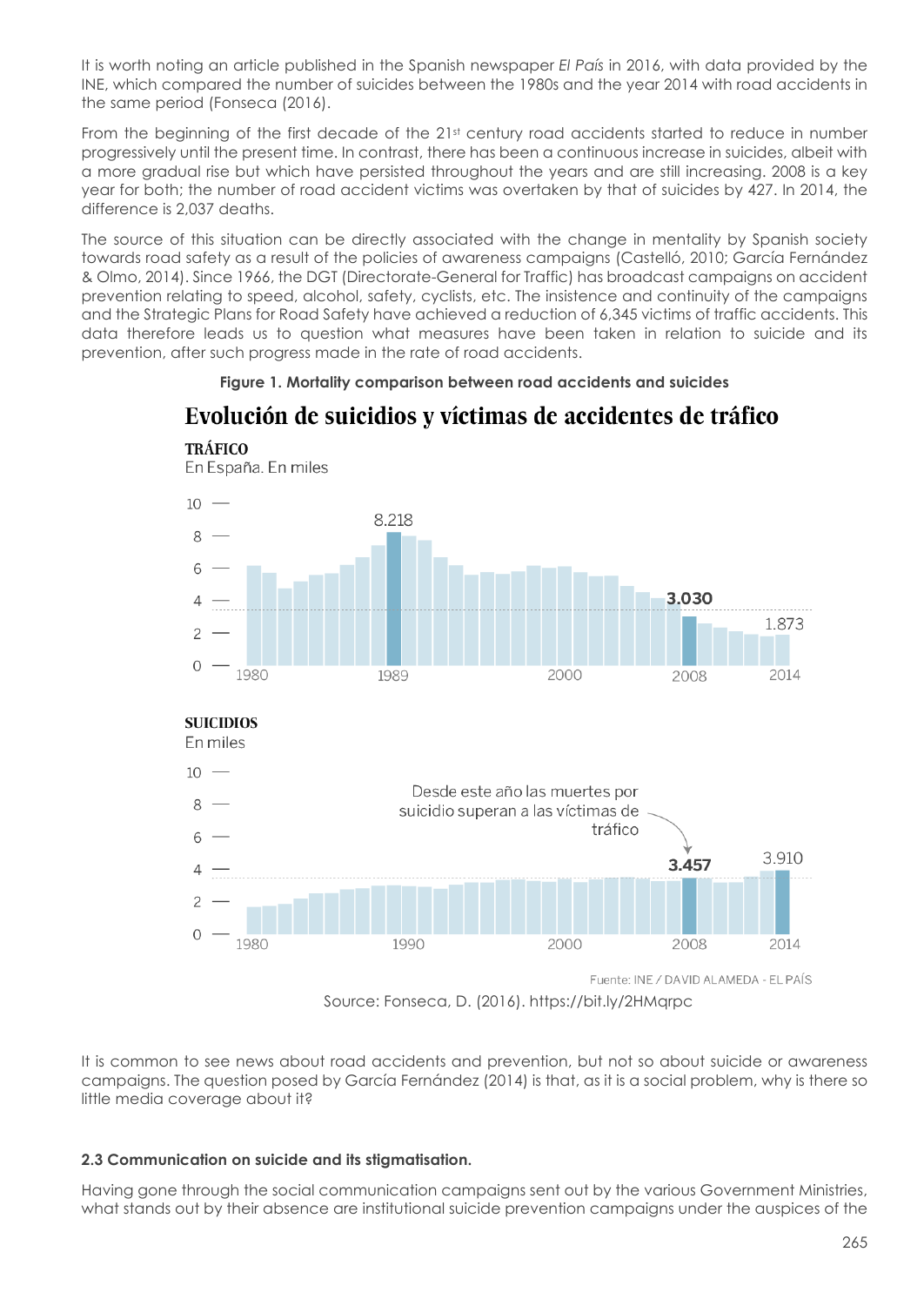It is worth noting an article published in the Spanish newspaper *El País* in 2016, with data provided by the INE, which compared the number of suicides between the 1980s and the year 2014 with road accidents in the same period (Fonseca (2016).

From the beginning of the first decade of the 21st century road accidents started to reduce in number progressively until the present time. In contrast, there has been a continuous increase in suicides, albeit with a more gradual rise but which have persisted throughout the years and are still increasing. 2008 is a key year for both; the number of road accident victims was overtaken by that of suicides by 427. In 2014, the difference is 2,037 deaths.

The source of this situation can be directly associated with the change in mentality by Spanish society towards road safety as a result of the policies of awareness campaigns (Castelló, 2010; García Fernández & Olmo, 2014). Since 1966, the DGT (Directorate-General for Traffic) has broadcast campaigns on accident prevention relating to speed, alcohol, safety, cyclists, etc. The insistence and continuity of the campaigns and the Strategic Plans for Road Safety have achieved a reduction of 6,345 victims of traffic accidents. This data therefore leads us to question what measures have been taken in relation to suicide and its prevention, after such progress made in the rate of road accidents.

**Figure 1. Mortality comparison between road accidents and suicides**

**Evolución de suicidios y víctimas de accidentes de tráfico**

**TRÁFICO**
En España. En miles

8.218 (1989) — 3.030 (2008) — 1.873 (2014)

**SUICIDIOS**
En miles

Desde este año las muertes por suicidio superan a las víctimas de tráfico

3.457 (2008) — 3.910 (2014)

Fuente: INE / DAVID ALAMEDA - EL PAÍS

Source: Fonseca, D. (2016). https://bit.ly/2HMqrpc

It is common to see news about road accidents and prevention, but not so about suicide or awareness campaigns. The question posed by García Fernández (2014) is that, as it is a social problem, why is there so little media coverage about it?

### 2.3 Communication on suicide and its stigmatisation.

Having gone through the social communication campaigns sent out by the various Government Ministries, what stands out by their absence are institutional suicide prevention campaigns under the auspices of the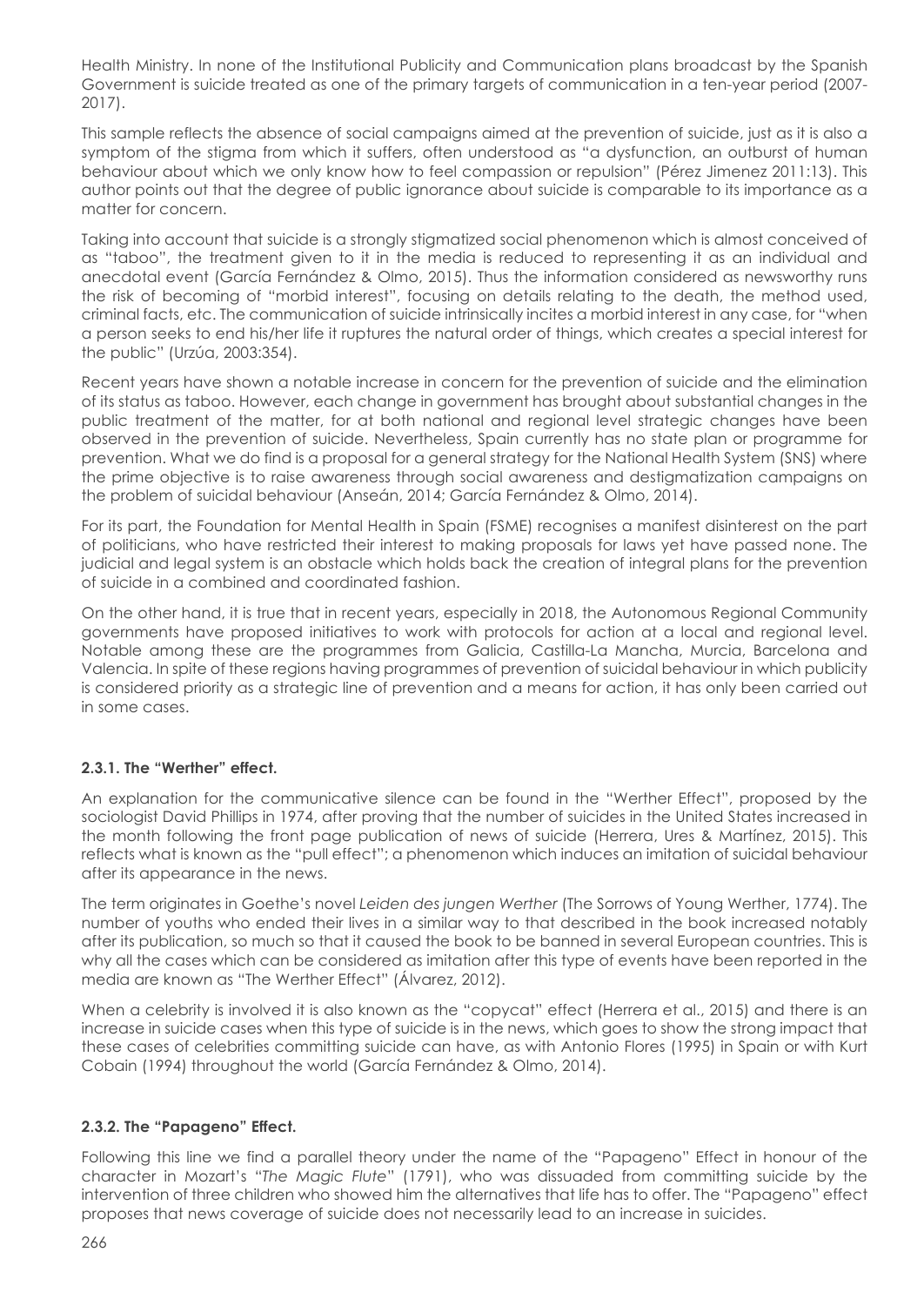Health Ministry. In none of the Institutional Publicity and Communication plans broadcast by the Spanish Government is suicide treated as one of the primary targets of communication in a ten-year period (2007-2017).

This sample reflects the absence of social campaigns aimed at the prevention of suicide, just as it is also a symptom of the stigma from which it suffers, often understood as "a dysfunction, an outburst of human behaviour about which we only know how to feel compassion or repulsion" (Pérez Jimenez 2011:13). This author points out that the degree of public ignorance about suicide is comparable to its importance as a matter for concern.

Taking into account that suicide is a strongly stigmatized social phenomenon which is almost conceived of as "taboo", the treatment given to it in the media is reduced to representing it as an individual and anecdotal event (García Fernández & Olmo, 2015). Thus the information considered as newsworthy runs the risk of becoming of "morbid interest", focusing on details relating to the death, the method used, criminal facts, etc. The communication of suicide intrinsically incites a morbid interest in any case, for "when a person seeks to end his/her life it ruptures the natural order of things, which creates a special interest for the public" (Urzúa, 2003:354).

Recent years have shown a notable increase in concern for the prevention of suicide and the elimination of its status as taboo. However, each change in government has brought about substantial changes in the public treatment of the matter, for at both national and regional level strategic changes have been observed in the prevention of suicide. Nevertheless, Spain currently has no state plan or programme for prevention. What we do find is a proposal for a general strategy for the National Health System (SNS) where the prime objective is to raise awareness through social awareness and destigmatization campaigns on the problem of suicidal behaviour (Anseán, 2014; García Fernández & Olmo, 2014).

For its part, the Foundation for Mental Health in Spain (FSME) recognises a manifest disinterest on the part of politicians, who have restricted their interest to making proposals for laws yet have passed none. The judicial and legal system is an obstacle which holds back the creation of integral plans for the prevention of suicide in a combined and coordinated fashion.

On the other hand, it is true that in recent years, especially in 2018, the Autonomous Regional Community governments have proposed initiatives to work with protocols for action at a local and regional level. Notable among these are the programmes from Galicia, Castilla-La Mancha, Murcia, Barcelona and Valencia. In spite of these regions having programmes of prevention of suicidal behaviour in which publicity is considered priority as a strategic line of prevention and a means for action, it has only been carried out in some cases.

#### 2.3.1. The "Werther" effect.

An explanation for the communicative silence can be found in the "Werther Effect", proposed by the sociologist David Phillips in 1974, after proving that the number of suicides in the United States increased in the month following the front page publication of news of suicide (Herrera, Ures & Martínez, 2015). This reflects what is known as the "pull effect"; a phenomenon which induces an imitation of suicidal behaviour after its appearance in the news.

The term originates in Goethe's novel *Leiden des jungen Werther* (The Sorrows of Young Werther, 1774). The number of youths who ended their lives in a similar way to that described in the book increased notably after its publication, so much so that it caused the book to be banned in several European countries. This is why all the cases which can be considered as imitation after this type of events have been reported in the media are known as "The Werther Effect" (Álvarez, 2012).

When a celebrity is involved it is also known as the "copycat" effect (Herrera et al., 2015) and there is an increase in suicide cases when this type of suicide is in the news, which goes to show the strong impact that these cases of celebrities committing suicide can have, as with Antonio Flores (1995) in Spain or with Kurt Cobain (1994) throughout the world (García Fernández & Olmo, 2014).

#### 2.3.2. The "Papageno" Effect.

Following this line we find a parallel theory under the name of the "Papageno" Effect in honour of the character in Mozart's "*The Magic Flute*" (1791), who was dissuaded from committing suicide by the intervention of three children who showed him the alternatives that life has to offer. The "Papageno" effect proposes that news coverage of suicide does not necessarily lead to an increase in suicides.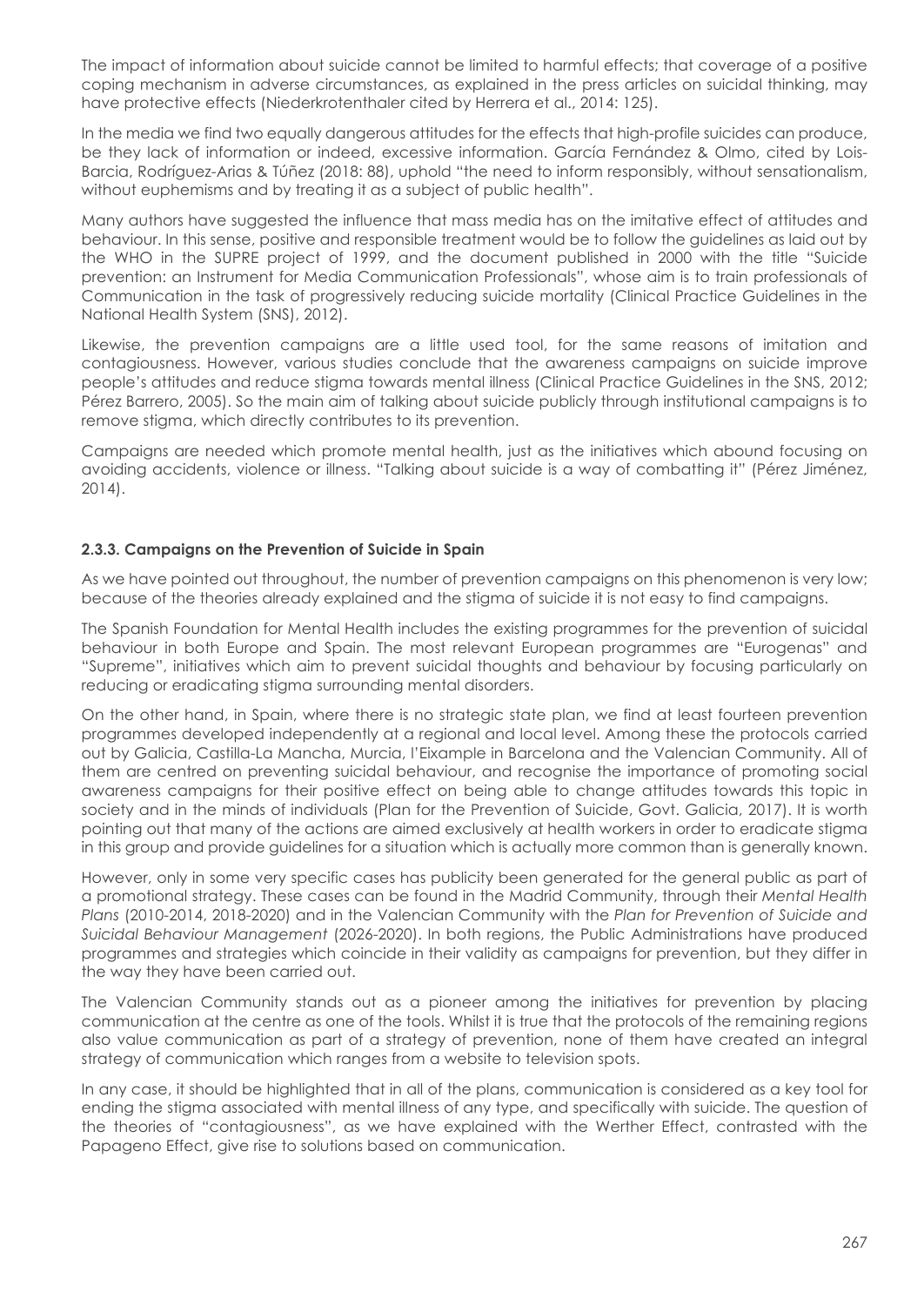The impact of information about suicide cannot be limited to harmful effects; that coverage of a positive coping mechanism in adverse circumstances, as explained in the press articles on suicidal thinking, may have protective effects (Niederkrotenthaler cited by Herrera et al., 2014: 125).

In the media we find two equally dangerous attitudes for the effects that high-profile suicides can produce, be they lack of information or indeed, excessive information. García Fernández & Olmo, cited by Lois-Barcia, Rodríguez-Arias & Túñez (2018: 88), uphold "the need to inform responsibly, without sensationalism, without euphemisms and by treating it as a subject of public health".

Many authors have suggested the influence that mass media has on the imitative effect of attitudes and behaviour. In this sense, positive and responsible treatment would be to follow the guidelines as laid out by the WHO in the SUPRE project of 1999, and the document published in 2000 with the title "Suicide prevention: an Instrument for Media Communication Professionals", whose aim is to train professionals of Communication in the task of progressively reducing suicide mortality (Clinical Practice Guidelines in the National Health System (SNS), 2012).

Likewise, the prevention campaigns are a little used tool, for the same reasons of imitation and contagiousness. However, various studies conclude that the awareness campaigns on suicide improve people's attitudes and reduce stigma towards mental illness (Clinical Practice Guidelines in the SNS, 2012; Pérez Barrero, 2005). So the main aim of talking about suicide publicly through institutional campaigns is to remove stigma, which directly contributes to its prevention.

Campaigns are needed which promote mental health, just as the initiatives which abound focusing on avoiding accidents, violence or illness. "Talking about suicide is a way of combatting it" (Pérez Jiménez, 2014).

### 2.3.3. Campaigns on the Prevention of Suicide in Spain

As we have pointed out throughout, the number of prevention campaigns on this phenomenon is very low; because of the theories already explained and the stigma of suicide it is not easy to find campaigns.

The Spanish Foundation for Mental Health includes the existing programmes for the prevention of suicidal behaviour in both Europe and Spain. The most relevant European programmes are "Eurogenas" and "Supreme", initiatives which aim to prevent suicidal thoughts and behaviour by focusing particularly on reducing or eradicating stigma surrounding mental disorders.

On the other hand, in Spain, where there is no strategic state plan, we find at least fourteen prevention programmes developed independently at a regional and local level. Among these the protocols carried out by Galicia, Castilla-La Mancha, Murcia, l'Eixample in Barcelona and the Valencian Community. All of them are centred on preventing suicidal behaviour, and recognise the importance of promoting social awareness campaigns for their positive effect on being able to change attitudes towards this topic in society and in the minds of individuals (Plan for the Prevention of Suicide, Govt. Galicia, 2017). It is worth pointing out that many of the actions are aimed exclusively at health workers in order to eradicate stigma in this group and provide guidelines for a situation which is actually more common than is generally known.

However, only in some very specific cases has publicity been generated for the general public as part of a promotional strategy. These cases can be found in the Madrid Community, through their *Mental Health Plans* (2010-2014, 2018-2020) and in the Valencian Community with the *Plan for Prevention of Suicide and Suicidal Behaviour Management* (2026-2020). In both regions, the Public Administrations have produced programmes and strategies which coincide in their validity as campaigns for prevention, but they differ in the way they have been carried out.

The Valencian Community stands out as a pioneer among the initiatives for prevention by placing communication at the centre as one of the tools. Whilst it is true that the protocols of the remaining regions also value communication as part of a strategy of prevention, none of them have created an integral strategy of communication which ranges from a website to television spots.

In any case, it should be highlighted that in all of the plans, communication is considered as a key tool for ending the stigma associated with mental illness of any type, and specifically with suicide. The question of the theories of "contagiousness", as we have explained with the Werther Effect, contrasted with the Papageno Effect, give rise to solutions based on communication.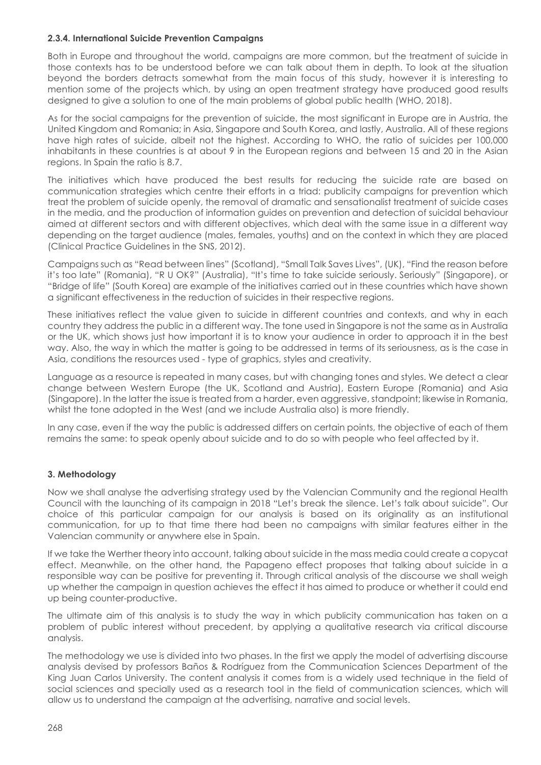### 2.3.4. International Suicide Prevention Campaigns

Both in Europe and throughout the world, campaigns are more common, but the treatment of suicide in those contexts has to be understood before we can talk about them in depth. To look at the situation beyond the borders detracts somewhat from the main focus of this study, however it is interesting to mention some of the projects which, by using an open treatment strategy have produced good results designed to give a solution to one of the main problems of global public health (WHO, 2018).

As for the social campaigns for the prevention of suicide, the most significant in Europe are in Austria, the United Kingdom and Romania; in Asia, Singapore and South Korea, and lastly, Australia. All of these regions have high rates of suicide, albeit not the highest. According to WHO, the ratio of suicides per 100,000 inhabitants in these countries is at about 9 in the European regions and between 15 and 20 in the Asian regions. In Spain the ratio is 8.7.

The initiatives which have produced the best results for reducing the suicide rate are based on communication strategies which centre their efforts in a triad: publicity campaigns for prevention which treat the problem of suicide openly, the removal of dramatic and sensationalist treatment of suicide cases in the media, and the production of information guides on prevention and detection of suicidal behaviour aimed at different sectors and with different objectives, which deal with the same issue in a different way depending on the target audience (males, females, youths) and on the context in which they are placed (Clinical Practice Guidelines in the SNS, 2012).

Campaigns such as "Read between lines" (Scotland), "Small Talk Saves Lives", (UK), "Find the reason before it's too late" (Romania), "R U OK?" (Australia), "It's time to take suicide seriously. Seriously" (Singapore), or "Bridge of life" (South Korea) are example of the initiatives carried out in these countries which have shown a significant effectiveness in the reduction of suicides in their respective regions.

These initiatives reflect the value given to suicide in different countries and contexts, and why in each country they address the public in a different way. The tone used in Singapore is not the same as in Australia or the UK, which shows just how important it is to know your audience in order to approach it in the best way. Also, the way in which the matter is going to be addressed in terms of its seriousness, as is the case in Asia, conditions the resources used - type of graphics, styles and creativity.

Language as a resource is repeated in many cases, but with changing tones and styles. We detect a clear change between Western Europe (the UK, Scotland and Austria), Eastern Europe (Romania) and Asia (Singapore). In the latter the issue is treated from a harder, even aggressive, standpoint; likewise in Romania, whilst the tone adopted in the West (and we include Australia also) is more friendly.

In any case, even if the way the public is addressed differs on certain points, the objective of each of them remains the same: to speak openly about suicide and to do so with people who feel affected by it.

## 3. Methodology

Now we shall analyse the advertising strategy used by the Valencian Community and the regional Health Council with the launching of its campaign in 2018 "Let's break the silence. Let's talk about suicide". Our choice of this particular campaign for our analysis is based on its originality as an institutional communication, for up to that time there had been no campaigns with similar features either in the Valencian community or anywhere else in Spain.

If we take the Werther theory into account, talking about suicide in the mass media could create a copycat effect. Meanwhile, on the other hand, the Papageno effect proposes that talking about suicide in a responsible way can be positive for preventing it. Through critical analysis of the discourse we shall weigh up whether the campaign in question achieves the effect it has aimed to produce or whether it could end up being counter-productive.

The ultimate aim of this analysis is to study the way in which publicity communication has taken on a problem of public interest without precedent, by applying a qualitative research via critical discourse analysis.

The methodology we use is divided into two phases. In the first we apply the model of advertising discourse analysis devised by professors Baños & Rodríguez from the Communication Sciences Department of the King Juan Carlos University. The content analysis it comes from is a widely used technique in the field of social sciences and specially used as a research tool in the field of communication sciences, which will allow us to understand the campaign at the advertising, narrative and social levels.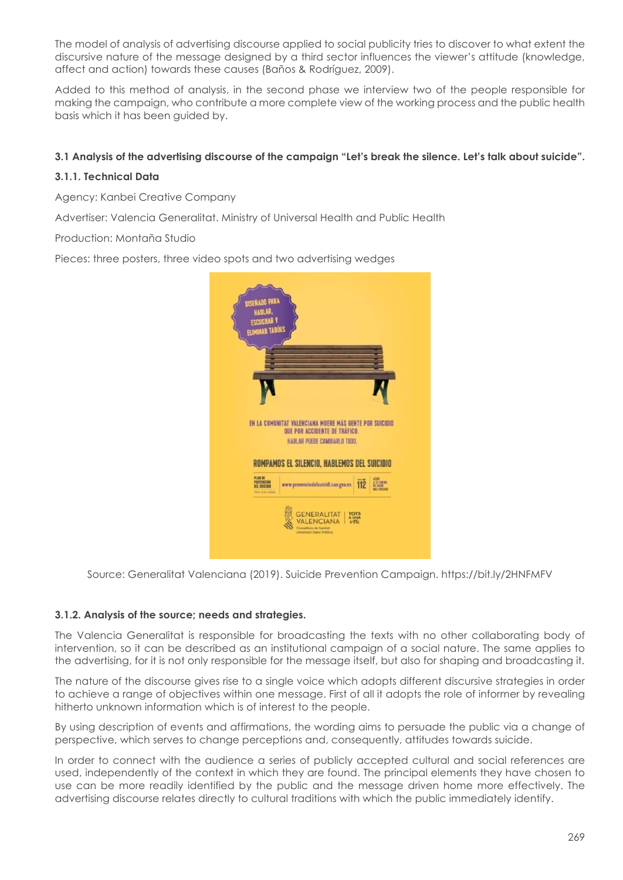The model of analysis of advertising discourse applied to social publicity tries to discover to what extent the discursive nature of the message designed by a third sector influences the viewer's attitude (knowledge, affect and action) towards these causes (Baños & Rodríguez, 2009).

Added to this method of analysis, in the second phase we interview two of the people responsible for making the campaign, who contribute a more complete view of the working process and the public health basis which it has been guided by.

### 3.1 Analysis of the advertising discourse of the campaign "Let's break the silence. Let's talk about suicide".

#### 3.1.1. Technical Data

Agency: Kanbei Creative Company

Advertiser: Valencia Generalitat. Ministry of Universal Health and Public Health

Production: Montaña Studio

Pieces: three posters, three video spots and two advertising wedges

Source: Generalitat Valenciana (2019). Suicide Prevention Campaign. https://bit.ly/2HNFMFV

#### 3.1.2. Analysis of the source; needs and strategies.

The Valencia Generalitat is responsible for broadcasting the texts with no other collaborating body of intervention, so it can be described as an institutional campaign of a social nature. The same applies to the advertising, for it is not only responsible for the message itself, but also for shaping and broadcasting it.

The nature of the discourse gives rise to a single voice which adopts different discursive strategies in order to achieve a range of objectives within one message. First of all it adopts the role of informer by revealing hitherto unknown information which is of interest to the people.

By using description of events and affirmations, the wording aims to persuade the public via a change of perspective, which serves to change perceptions and, consequently, attitudes towards suicide.

In order to connect with the audience a series of publicly accepted cultural and social references are used, independently of the context in which they are found. The principal elements they have chosen to use can be more readily identified by the public and the message driven home more effectively. The advertising discourse relates directly to cultural traditions with which the public immediately identify.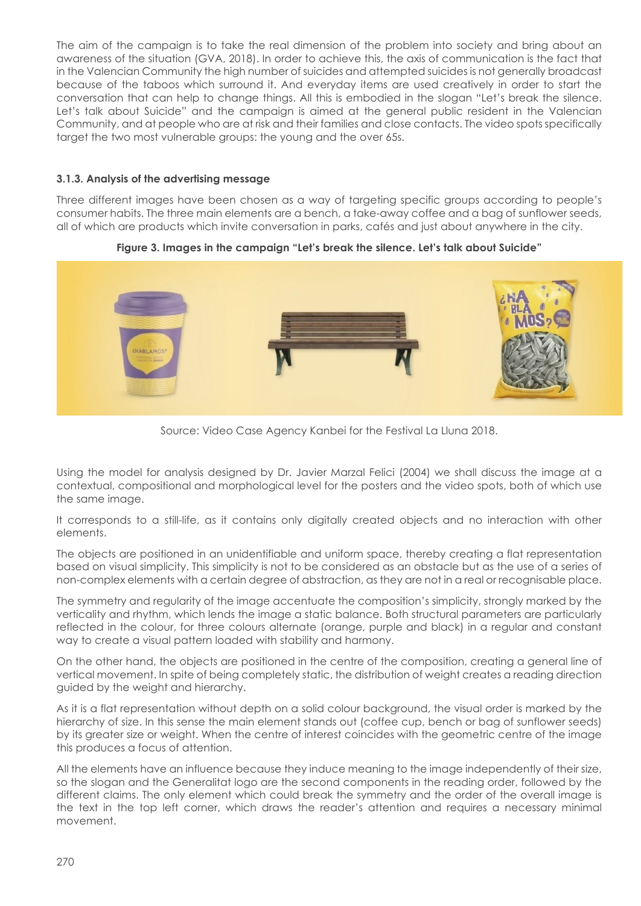The aim of the campaign is to take the real dimension of the problem into society and bring about an awareness of the situation (GVA, 2018). In order to achieve this, the axis of communication is the fact that in the Valencian Community the high number of suicides and attempted suicides is not generally broadcast because of the taboos which surround it. And everyday items are used creatively in order to start the conversation that can help to change things. All this is embodied in the slogan "Let's break the silence. Let's talk about Suicide" and the campaign is aimed at the general public resident in the Valencian Community, and at people who are at risk and their families and close contacts. The video spots specifically target the two most vulnerable groups: the young and the over 65s.

### 3.1.3. Analysis of the advertising message

Three different images have been chosen as a way of targeting specific groups according to people's consumer habits. The three main elements are a bench, a take-away coffee and a bag of sunflower seeds, all of which are products which invite conversation in parks, cafés and just about anywhere in the city.

**Figure 3. Images in the campaign "Let's break the silence. Let's talk about Suicide"**

Source: Video Case Agency Kanbei for the Festival La Lluna 2018.

Using the model for analysis designed by Dr. Javier Marzal Felici (2004) we shall discuss the image at a contextual, compositional and morphological level for the posters and the video spots, both of which use the same image.

It corresponds to a still-life, as it contains only digitally created objects and no interaction with other elements.

The objects are positioned in an unidentifiable and uniform space, thereby creating a flat representation based on visual simplicity. This simplicity is not to be considered as an obstacle but as the use of a series of non-complex elements with a certain degree of abstraction, as they are not in a real or recognisable place.

The symmetry and regularity of the image accentuate the composition's simplicity, strongly marked by the verticality and rhythm, which lends the image a static balance. Both structural parameters are particularly reflected in the colour, for three colours alternate (orange, purple and black) in a regular and constant way to create a visual pattern loaded with stability and harmony.

On the other hand, the objects are positioned in the centre of the composition, creating a general line of vertical movement. In spite of being completely static, the distribution of weight creates a reading direction guided by the weight and hierarchy.

As it is a flat representation without depth on a solid colour background, the visual order is marked by the hierarchy of size. In this sense the main element stands out (coffee cup, bench or bag of sunflower seeds) by its greater size or weight. When the centre of interest coincides with the geometric centre of the image this produces a focus of attention.

All the elements have an influence because they induce meaning to the image independently of their size, so the slogan and the Generalitat logo are the second components in the reading order, followed by the different claims. The only element which could break the symmetry and the order of the overall image is the text in the top left corner, which draws the reader's attention and requires a necessary minimal movement.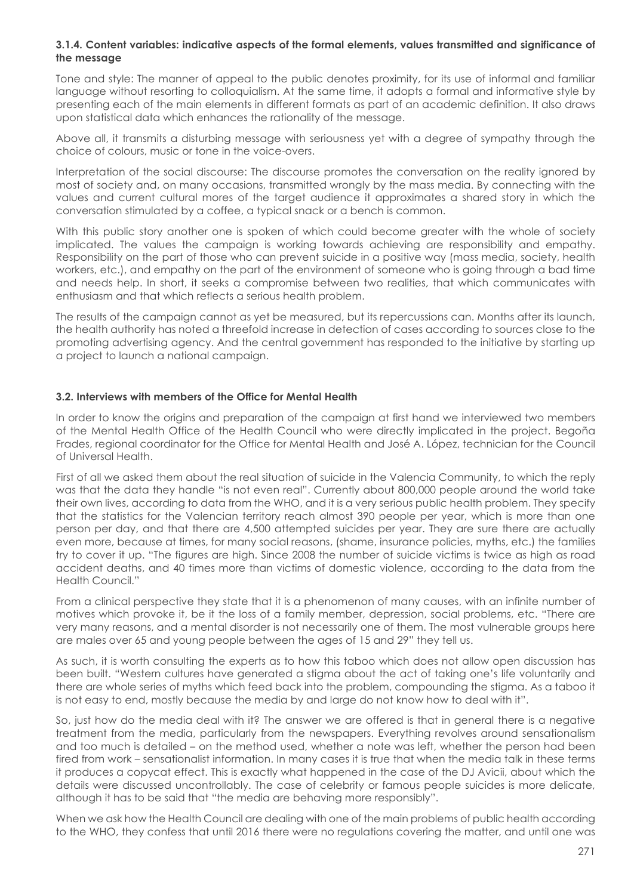#### 3.1.4. Content variables: indicative aspects of the formal elements, values transmitted and significance of the message

Tone and style: The manner of appeal to the public denotes proximity, for its use of informal and familiar language without resorting to colloquialism. At the same time, it adopts a formal and informative style by presenting each of the main elements in different formats as part of an academic definition. It also draws upon statistical data which enhances the rationality of the message.

Above all, it transmits a disturbing message with seriousness yet with a degree of sympathy through the choice of colours, music or tone in the voice-overs.

Interpretation of the social discourse: The discourse promotes the conversation on the reality ignored by most of society and, on many occasions, transmitted wrongly by the mass media. By connecting with the values and current cultural mores of the target audience it approximates a shared story in which the conversation stimulated by a coffee, a typical snack or a bench is common.

With this public story another one is spoken of which could become greater with the whole of society implicated. The values the campaign is working towards achieving are responsibility and empathy. Responsibility on the part of those who can prevent suicide in a positive way (mass media, society, health workers, etc.), and empathy on the part of the environment of someone who is going through a bad time and needs help. In short, it seeks a compromise between two realities, that which communicates with enthusiasm and that which reflects a serious health problem.

The results of the campaign cannot as yet be measured, but its repercussions can. Months after its launch, the health authority has noted a threefold increase in detection of cases according to sources close to the promoting advertising agency. And the central government has responded to the initiative by starting up a project to launch a national campaign.

### 3.2. Interviews with members of the Office for Mental Health

In order to know the origins and preparation of the campaign at first hand we interviewed two members of the Mental Health Office of the Health Council who were directly implicated in the project. Begoña Frades, regional coordinator for the Office for Mental Health and José A. López, technician for the Council of Universal Health.

First of all we asked them about the real situation of suicide in the Valencia Community, to which the reply was that the data they handle "is not even real". Currently about 800,000 people around the world take their own lives, according to data from the WHO, and it is a very serious public health problem. They specify that the statistics for the Valencian territory reach almost 390 people per year, which is more than one person per day, and that there are 4,500 attempted suicides per year. They are sure there are actually even more, because at times, for many social reasons, (shame, insurance policies, myths, etc.) the families try to cover it up. "The figures are high. Since 2008 the number of suicide victims is twice as high as road accident deaths, and 40 times more than victims of domestic violence, according to the data from the Health Council."

From a clinical perspective they state that it is a phenomenon of many causes, with an infinite number of motives which provoke it, be it the loss of a family member, depression, social problems, etc. "There are very many reasons, and a mental disorder is not necessarily one of them. The most vulnerable groups here are males over 65 and young people between the ages of 15 and 29" they tell us.

As such, it is worth consulting the experts as to how this taboo which does not allow open discussion has been built. "Western cultures have generated a stigma about the act of taking one's life voluntarily and there are whole series of myths which feed back into the problem, compounding the stigma. As a taboo it is not easy to end, mostly because the media by and large do not know how to deal with it".

So, just how do the media deal with it? The answer we are offered is that in general there is a negative treatment from the media, particularly from the newspapers. Everything revolves around sensationalism and too much is detailed – on the method used, whether a note was left, whether the person had been fired from work – sensationalist information. In many cases it is true that when the media talk in these terms it produces a copycat effect. This is exactly what happened in the case of the DJ Avicii, about which the details were discussed uncontrollably. The case of celebrity or famous people suicides is more delicate, although it has to be said that "the media are behaving more responsibly".

When we ask how the Health Council are dealing with one of the main problems of public health according to the WHO, they confess that until 2016 there were no regulations covering the matter, and until one was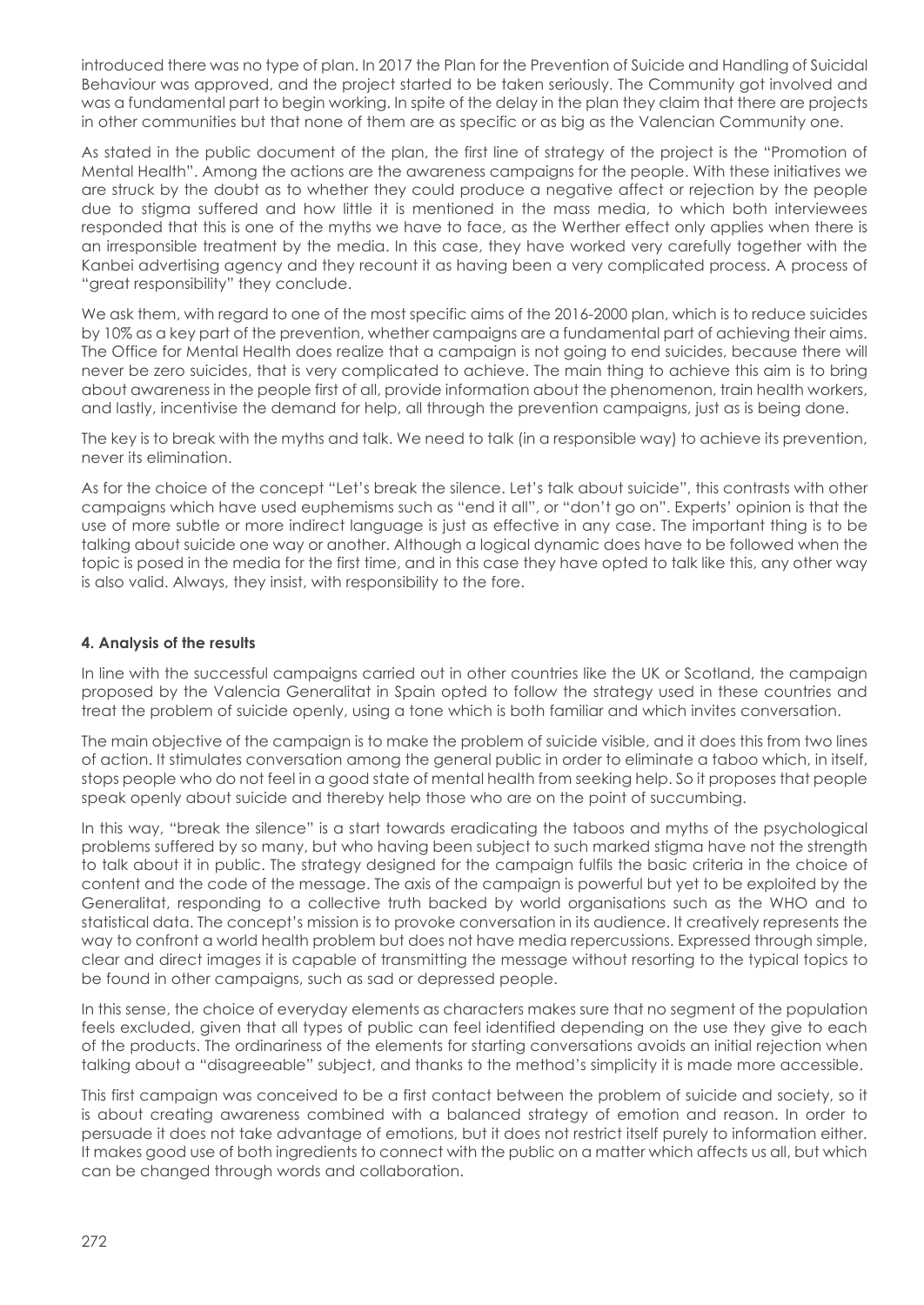introduced there was no type of plan. In 2017 the Plan for the Prevention of Suicide and Handling of Suicidal Behaviour was approved, and the project started to be taken seriously. The Community got involved and was a fundamental part to begin working. In spite of the delay in the plan they claim that there are projects in other communities but that none of them are as specific or as big as the Valencian Community one.

As stated in the public document of the plan, the first line of strategy of the project is the "Promotion of Mental Health". Among the actions are the awareness campaigns for the people. With these initiatives we are struck by the doubt as to whether they could produce a negative affect or rejection by the people due to stigma suffered and how little it is mentioned in the mass media, to which both interviewees responded that this is one of the myths we have to face, as the Werther effect only applies when there is an irresponsible treatment by the media. In this case, they have worked very carefully together with the Kanbei advertising agency and they recount it as having been a very complicated process. A process of "great responsibility" they conclude.

We ask them, with regard to one of the most specific aims of the 2016-2000 plan, which is to reduce suicides by 10% as a key part of the prevention, whether campaigns are a fundamental part of achieving their aims. The Office for Mental Health does realize that a campaign is not going to end suicides, because there will never be zero suicides, that is very complicated to achieve. The main thing to achieve this aim is to bring about awareness in the people first of all, provide information about the phenomenon, train health workers, and lastly, incentivise the demand for help, all through the prevention campaigns, just as is being done.

The key is to break with the myths and talk. We need to talk (in a responsible way) to achieve its prevention, never its elimination.

As for the choice of the concept "Let's break the silence. Let's talk about suicide", this contrasts with other campaigns which have used euphemisms such as "end it all", or "don't go on". Experts' opinion is that the use of more subtle or more indirect language is just as effective in any case. The important thing is to be talking about suicide one way or another. Although a logical dynamic does have to be followed when the topic is posed in the media for the first time, and in this case they have opted to talk like this, any other way is also valid. Always, they insist, with responsibility to the fore.

**4. Analysis of the results**

In line with the successful campaigns carried out in other countries like the UK or Scotland, the campaign proposed by the Valencia Generalitat in Spain opted to follow the strategy used in these countries and treat the problem of suicide openly, using a tone which is both familiar and which invites conversation.

The main objective of the campaign is to make the problem of suicide visible, and it does this from two lines of action. It stimulates conversation among the general public in order to eliminate a taboo which, in itself, stops people who do not feel in a good state of mental health from seeking help. So it proposes that people speak openly about suicide and thereby help those who are on the point of succumbing.

In this way, "break the silence" is a start towards eradicating the taboos and myths of the psychological problems suffered by so many, but who having been subject to such marked stigma have not the strength to talk about it in public. The strategy designed for the campaign fulfils the basic criteria in the choice of content and the code of the message. The axis of the campaign is powerful but yet to be exploited by the Generalitat, responding to a collective truth backed by world organisations such as the WHO and to statistical data. The concept's mission is to provoke conversation in its audience. It creatively represents the way to confront a world health problem but does not have media repercussions. Expressed through simple, clear and direct images it is capable of transmitting the message without resorting to the typical topics to be found in other campaigns, such as sad or depressed people.

In this sense, the choice of everyday elements as characters makes sure that no segment of the population feels excluded, given that all types of public can feel identified depending on the use they give to each of the products. The ordinariness of the elements for starting conversations avoids an initial rejection when talking about a "disagreeable" subject, and thanks to the method's simplicity it is made more accessible.

This first campaign was conceived to be a first contact between the problem of suicide and society, so it is about creating awareness combined with a balanced strategy of emotion and reason. In order to persuade it does not take advantage of emotions, but it does not restrict itself purely to information either. It makes good use of both ingredients to connect with the public on a matter which affects us all, but which can be changed through words and collaboration.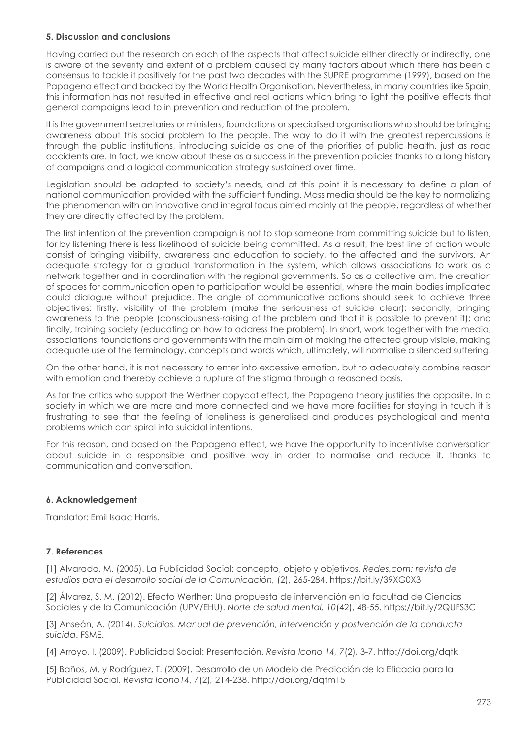### 5. Discussion and conclusions

Having carried out the research on each of the aspects that affect suicide either directly or indirectly, one is aware of the severity and extent of a problem caused by many factors about which there has been a consensus to tackle it positively for the past two decades with the SUPRE programme (1999), based on the Papageno effect and backed by the World Health Organisation. Nevertheless, in many countries like Spain, this information has not resulted in effective and real actions which bring to light the positive effects that general campaigns lead to in prevention and reduction of the problem.

It is the government secretaries or ministers, foundations or specialised organisations who should be bringing awareness about this social problem to the people. The way to do it with the greatest repercussions is through the public institutions, introducing suicide as one of the priorities of public health, just as road accidents are. In fact, we know about these as a success in the prevention policies thanks to a long history of campaigns and a logical communication strategy sustained over time.

Legislation should be adapted to society's needs, and at this point it is necessary to define a plan of national communication provided with the sufficient funding. Mass media should be the key to normalizing the phenomenon with an innovative and integral focus aimed mainly at the people, regardless of whether they are directly affected by the problem.

The first intention of the prevention campaign is not to stop someone from committing suicide but to listen, for by listening there is less likelihood of suicide being committed. As a result, the best line of action would consist of bringing visibility, awareness and education to society, to the affected and the survivors. An adequate strategy for a gradual transformation in the system, which allows associations to work as a network together and in coordination with the regional governments. So as a collective aim, the creation of spaces for communication open to participation would be essential, where the main bodies implicated could dialogue without prejudice. The angle of communicative actions should seek to achieve three objectives: firstly, visibility of the problem (make the seriousness of suicide clear); secondly, bringing awareness to the people (consciousness-raising of the problem and that it is possible to prevent it); and finally, training society (educating on how to address the problem). In short, work together with the media, associations, foundations and governments with the main aim of making the affected group visible, making adequate use of the terminology, concepts and words which, ultimately, will normalise a silenced suffering.

On the other hand, it is not necessary to enter into excessive emotion, but to adequately combine reason with emotion and thereby achieve a rupture of the stigma through a reasoned basis.

As for the critics who support the Werther copycat effect, the Papageno theory justifies the opposite. In a society in which we are more and more connected and we have more facilities for staying in touch it is frustrating to see that the feeling of loneliness is generalised and produces psychological and mental problems which can spiral into suicidal intentions.

For this reason, and based on the Papageno effect, we have the opportunity to incentivise conversation about suicide in a responsible and positive way in order to normalise and reduce it, thanks to communication and conversation.

### 6. Acknowledgement

Translator: Emil Isaac Harris.

### 7. References

[1] Alvarado, M. (2005). La Publicidad Social: concepto, objeto y objetivos. *Redes.com: revista de estudios para el desarrollo social de la Comunicación,* (2), 265-284. https://bit.ly/39XG0X3

[2] Álvarez, S. M. (2012). Efecto Werther: Una propuesta de intervención en la facultad de Ciencias Sociales y de la Comunicación (UPV/EHU). *Norte de salud mental, 10*(42), 48-55. https://bit.ly/2QUFS3C

[3] Anseán, A. (2014). *Suicidios. Manual de prevención, intervención y postvención de la conducta suicida*. FSME.

[4] Arroyo, I. (2009). Publicidad Social: Presentación. *Revista Icono 14, 7*(2), 3-7. http://doi.org/dqtk

[5] Baños, M. y Rodríguez, T. (2009). Desarrollo de un Modelo de Predicción de la Eficacia para la Publicidad Social*. Revista Icono14*, *7*(2)*,* 214-238. http://doi.org/dqtm15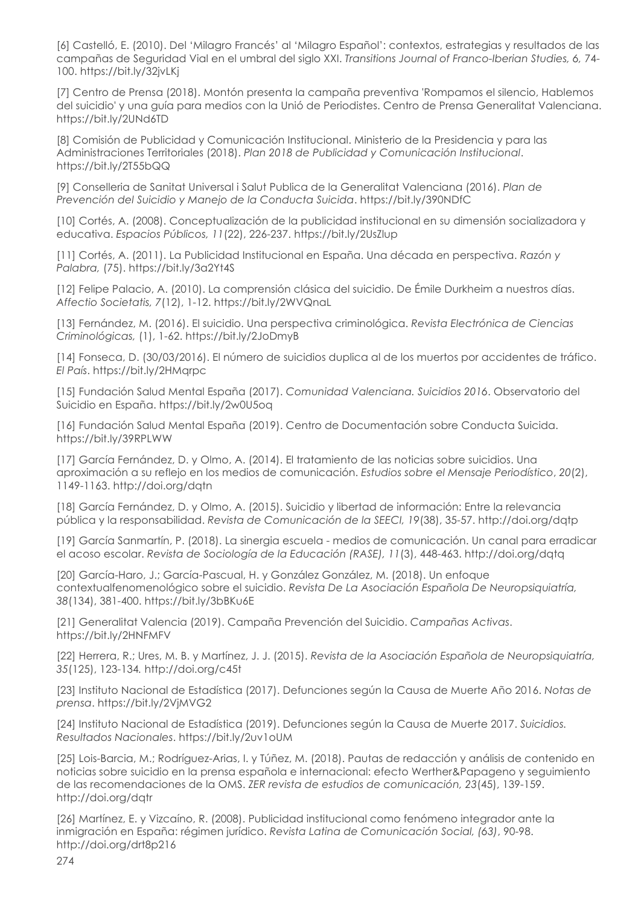[6] Castelló, E. (2010). Del 'Milagro Francés' al 'Milagro Español': contextos, estrategias y resultados de las campañas de Seguridad Vial en el umbral del siglo XXI. *Transitions Journal of Franco-Iberian Studies, 6,* 74-100. https://bit.ly/32jvLKj

[7] Centro de Prensa (2018). Montón presenta la campaña preventiva 'Rompamos el silencio, Hablemos del suicidio' y una guía para medios con la Unió de Periodistes. Centro de Prensa Generalitat Valenciana. https://bit.ly/2UNd6TD

[8] Comisión de Publicidad y Comunicación Institucional. Ministerio de la Presidencia y para las Administraciones Territoriales (2018). *Plan 2018 de Publicidad y Comunicación Institucional*. https://bit.ly/2T55bQQ

[9] Conselleria de Sanitat Universal i Salut Publica de la Generalitat Valenciana (2016). *Plan de Prevención del Suicidio y Manejo de la Conducta Suicida*. https://bit.ly/390NDfC

[10] Cortés, A. (2008). Conceptualización de la publicidad institucional en su dimensión socializadora y educativa. *Espacios Públicos, 11*(22), 226-237. https://bit.ly/2UsZlup

[11] Cortés, A. (2011). La Publicidad Institucional en España. Una década en perspectiva. *Razón y Palabra,* (75). https://bit.ly/3a2Yt4S

[12] Felipe Palacio, A. (2010). La comprensión clásica del suicidio. De Émile Durkheim a nuestros días. *Affectio Societatis, 7*(12), 1-12. https://bit.ly/2WVQnaL

[13] Fernández, M. (2016). El suicidio. Una perspectiva criminológica. *Revista Electrónica de Ciencias Criminológicas,* (1), 1-62. https://bit.ly/2JoDmyB

[14] Fonseca, D. (30/03/2016). El número de suicidios duplica al de los muertos por accidentes de tráfico. *El País*. https://bit.ly/2HMqrpc

[15] Fundación Salud Mental España (2017). *Comunidad Valenciana. Suicidios 2016*. Observatorio del Suicidio en España. https://bit.ly/2w0U5oq

[16] Fundación Salud Mental España (2019). Centro de Documentación sobre Conducta Suicida. https://bit.ly/39RPLWW

[17] García Fernández, D. y Olmo, A. (2014). El tratamiento de las noticias sobre suicidios. Una aproximación a su reflejo en los medios de comunicación. *Estudios sobre el Mensaje Periodístico*, *20*(2), 1149-1163. http://doi.org/dqtn

[18] García Fernández, D. y Olmo, A. (2015). Suicidio y libertad de información: Entre la relevancia pública y la responsabilidad. *Revista de Comunicación de la SEECI, 19*(38), 35-57. http://doi.org/dqtp

[19] García Sanmartín, P. (2018). La sinergia escuela - medios de comunicación. Un canal para erradicar el acoso escolar. *Revista de Sociología de la Educación (RASE), 11*(3), 448-463. http://doi.org/dqtq

[20] García-Haro, J.; García-Pascual, H. y González González, M. (2018). Un enfoque contextualfenomenológico sobre el suicidio. *Revista De La Asociación Española De Neuropsiquiatría, 38*(134), 381-400. https://bit.ly/3bBKu6E

[21] Generalitat Valencia (2019). Campaña Prevención del Suicidio. *Campañas Activas*. https://bit.ly/2HNFMFV

[22] Herrera, R.; Ures, M. B. y Martínez, J. J. (2015). *Revista de la Asociación Española de Neuropsiquiatría, 35*(125), 123-134*.* http://doi.org/c45t

[23] Instituto Nacional de Estadística (2017). Defunciones según la Causa de Muerte Año 2016. *Notas de prensa*. https://bit.ly/2VjMVG2

[24] Instituto Nacional de Estadística (2019). Defunciones según la Causa de Muerte 2017. *Suicidios. Resultados Nacionales*. https://bit.ly/2uv1oUM

[25] Lois-Barcia, M.; Rodríguez-Arias, I. y Túñez, M. (2018). Pautas de redacción y análisis de contenido en noticias sobre suicidio en la prensa española e internacional: efecto Werther&Papageno y seguimiento de las recomendaciones de la OMS. *ZER revista de estudios de comunicación, 23*(45), 139-159. http://doi.org/dqtr

[26] Martínez, E. y Vizcaíno, R. (2008). Publicidad institucional como fenómeno integrador ante la inmigración en España: régimen jurídico. *Revista Latina de Comunicación Social, (63)*, 90-98. http://doi.org/drt8p216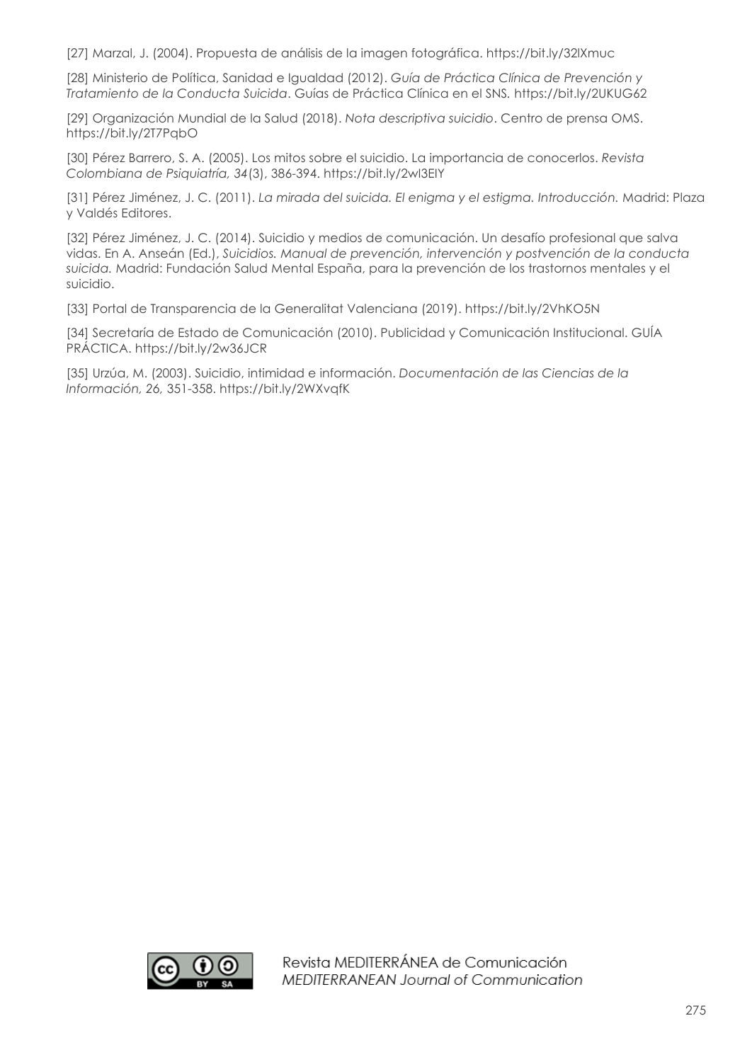[27] Marzal, J. (2004). Propuesta de análisis de la imagen fotográfica. https://bit.ly/32lXmuc

[28] Ministerio de Política, Sanidad e Igualdad (2012). *Guía de Práctica Clínica de Prevención y Tratamiento de la Conducta Suicida*. Guías de Práctica Clínica en el SNS. https://bit.ly/2UKUG62

[29] Organización Mundial de la Salud (2018). *Nota descriptiva suicidio*. Centro de prensa OMS. https://bit.ly/2T7PqbO

[30] Pérez Barrero, S. A. (2005). Los mitos sobre el suicidio. La importancia de conocerlos. *Revista Colombiana de Psiquiatría, 34*(3), 386-394. https://bit.ly/2wI3ElY

[31] Pérez Jiménez, J. C. (2011). *La mirada del suicida. El enigma y el estigma. Introducción.* Madrid: Plaza y Valdés Editores.

[32] Pérez Jiménez, J. C. (2014). Suicidio y medios de comunicación. Un desafío profesional que salva vidas. En A. Anseán (Ed.), *Suicidios. Manual de prevención, intervención y postvención de la conducta suicida.* Madrid: Fundación Salud Mental España, para la prevención de los trastornos mentales y el suicidio.

[33] Portal de Transparencia de la Generalitat Valenciana (2019). https://bit.ly/2VhKO5N

[34] Secretaría de Estado de Comunicación (2010). Publicidad y Comunicación Institucional. GUÍA PRÁCTICA. https://bit.ly/2w36JCR

[35] Urzúa, M. (2003). Suicidio, intimidad e información. *Documentación de las Ciencias de la Información, 26,* 351-358. https://bit.ly/2WXvqfK